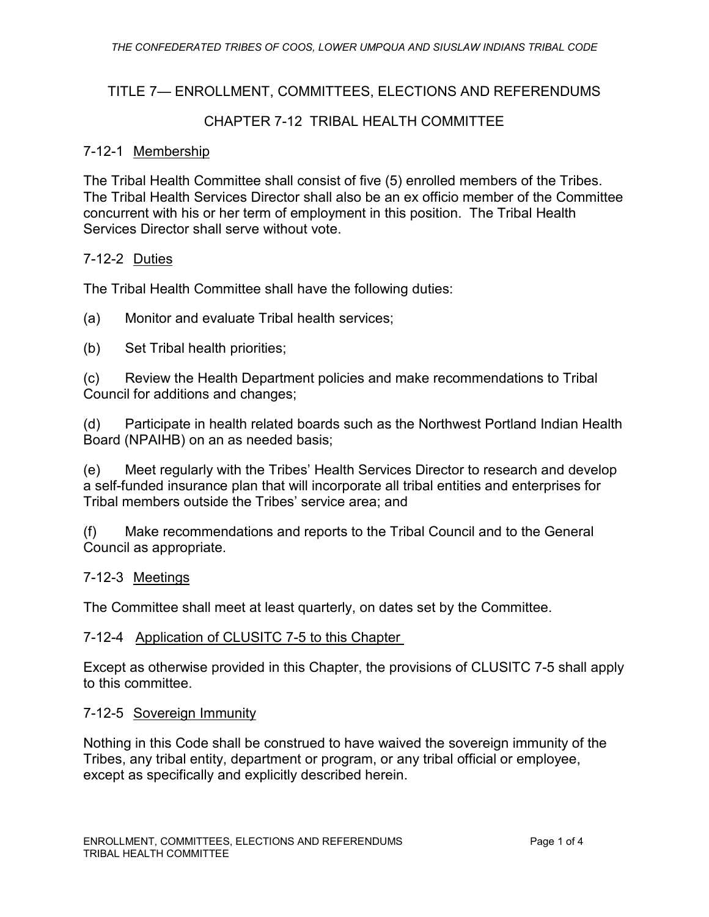# TITLE 7— ENROLLMENT, COMMITTEES, ELECTIONS AND REFERENDUMS

## CHAPTER 7-12 TRIBAL HEALTH COMMITTEE

### 7-12-1 Membership

The Tribal Health Committee shall consist of five (5) enrolled members of the Tribes. The Tribal Health Services Director shall also be an ex officio member of the Committee concurrent with his or her term of employment in this position. The Tribal Health Services Director shall serve without vote.

### 7-12-2 Duties

The Tribal Health Committee shall have the following duties:

(a) Monitor and evaluate Tribal health services;

(b) Set Tribal health priorities;

(c) Review the Health Department policies and make recommendations to Tribal Council for additions and changes;

(d) Participate in health related boards such as the Northwest Portland Indian Health Board (NPAIHB) on an as needed basis;

(e) Meet regularly with the Tribes' Health Services Director to research and develop a self-funded insurance plan that will incorporate all tribal entities and enterprises for Tribal members outside the Tribes' service area; and

(f) Make recommendations and reports to the Tribal Council and to the General Council as appropriate.

### 7-12-3 Meetings

The Committee shall meet at least quarterly, on dates set by the Committee.

### 7-12-4 Application of CLUSITC 7-5 to this Chapter

Except as otherwise provided in this Chapter, the provisions of CLUSITC 7-5 shall apply to this committee.

### 7-12-5 Sovereign Immunity

Nothing in this Code shall be construed to have waived the sovereign immunity of the Tribes, any tribal entity, department or program, or any tribal official or employee, except as specifically and explicitly described herein.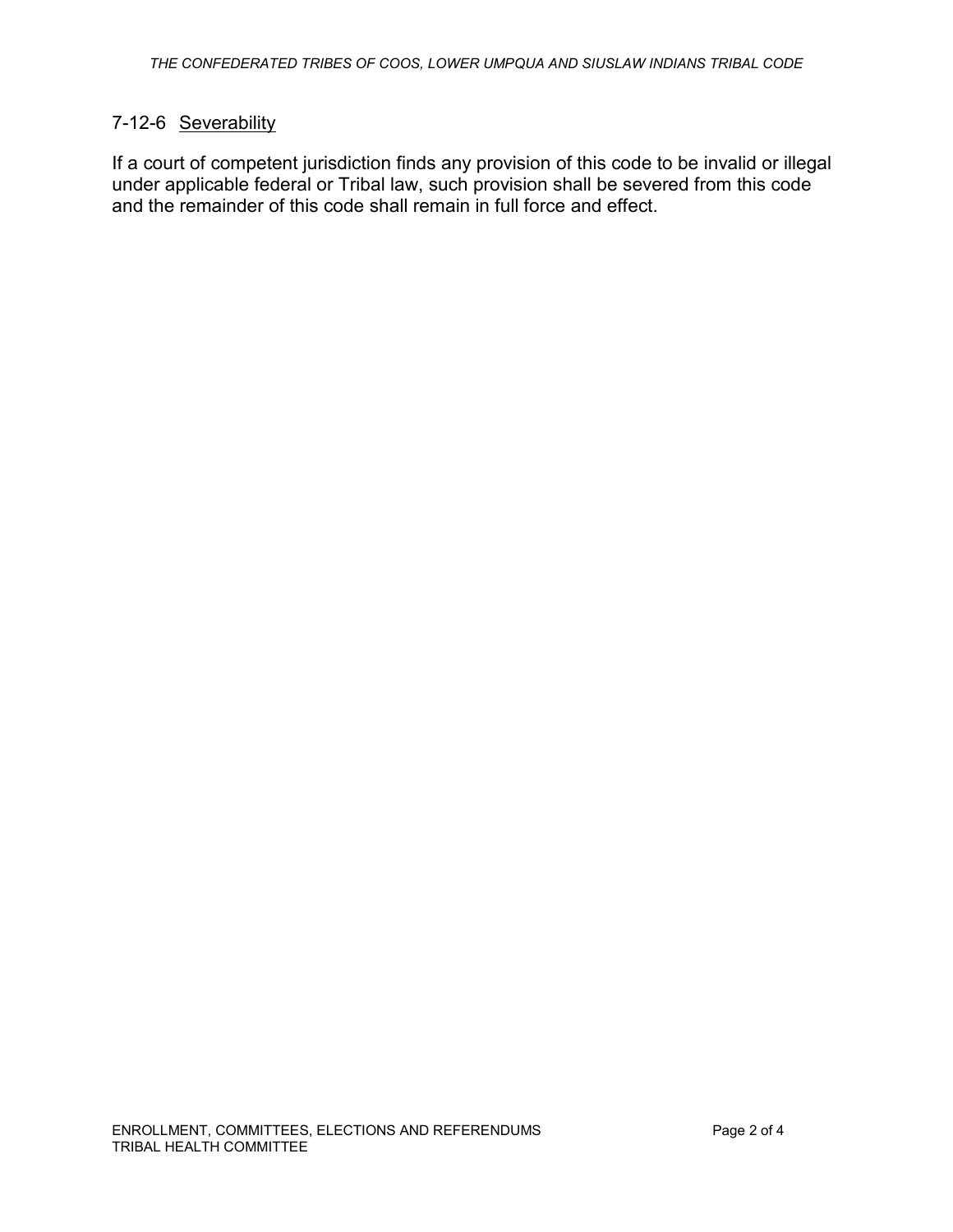## 7-12-6 Severability

If a court of competent jurisdiction finds any provision of this code to be invalid or illegal under applicable federal or Tribal law, such provision shall be severed from this code and the remainder of this code shall remain in full force and effect.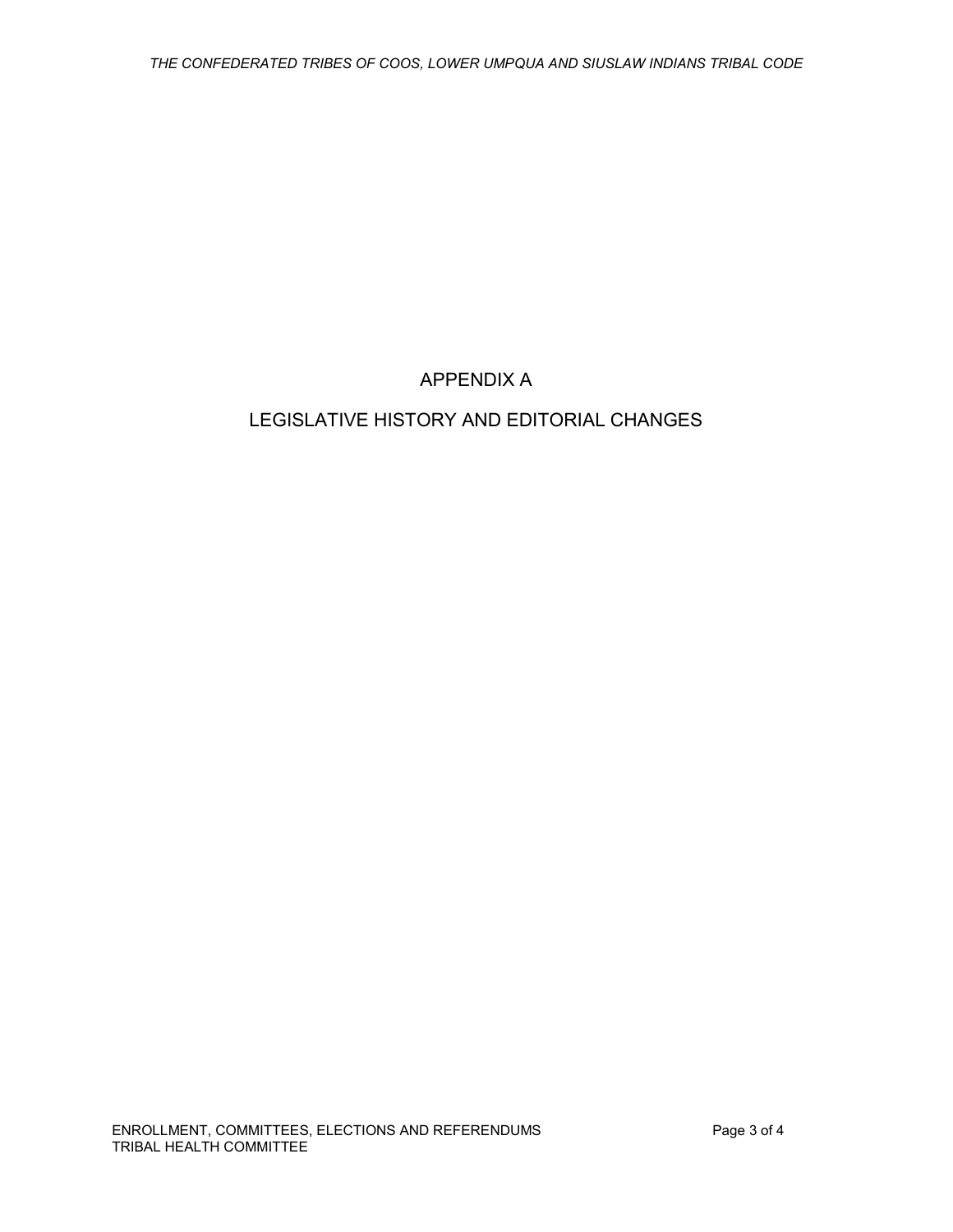# APPENDIX A

# LEGISLATIVE HISTORY AND EDITORIAL CHANGES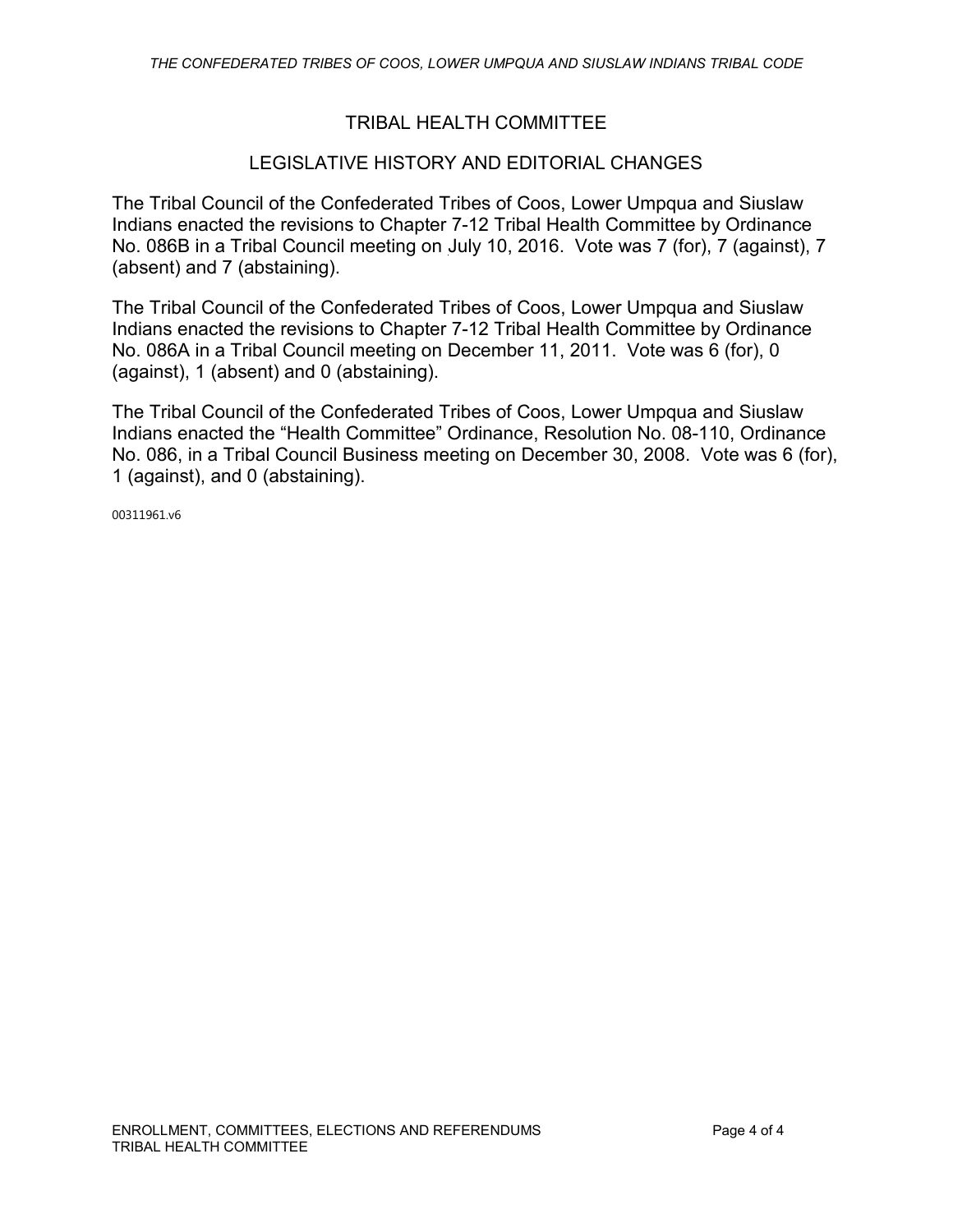## TRIBAL HEALTH COMMITTEE

## LEGISLATIVE HISTORY AND EDITORIAL CHANGES

The Tribal Council of the Confederated Tribes of Coos, Lower Umpqua and Siuslaw Indians enacted the revisions to Chapter 7-12 Tribal Health Committee by Ordinance No. 086B in a Tribal Council meeting on July 10, 2016. Vote was 7 (for), 7 (against), 7 (absent) and 7 (abstaining).

The Tribal Council of the Confederated Tribes of Coos, Lower Umpqua and Siuslaw Indians enacted the revisions to Chapter 7-12 Tribal Health Committee by Ordinance No. 086A in a Tribal Council meeting on December 11, 2011. Vote was 6 (for), 0 (against), 1 (absent) and 0 (abstaining).

The Tribal Council of the Confederated Tribes of Coos, Lower Umpqua and Siuslaw Indians enacted the "Health Committee" Ordinance, Resolution No. 08-110, Ordinance No. 086, in a Tribal Council Business meeting on December 30, 2008. Vote was 6 (for), 1 (against), and 0 (abstaining).

00311961.v6